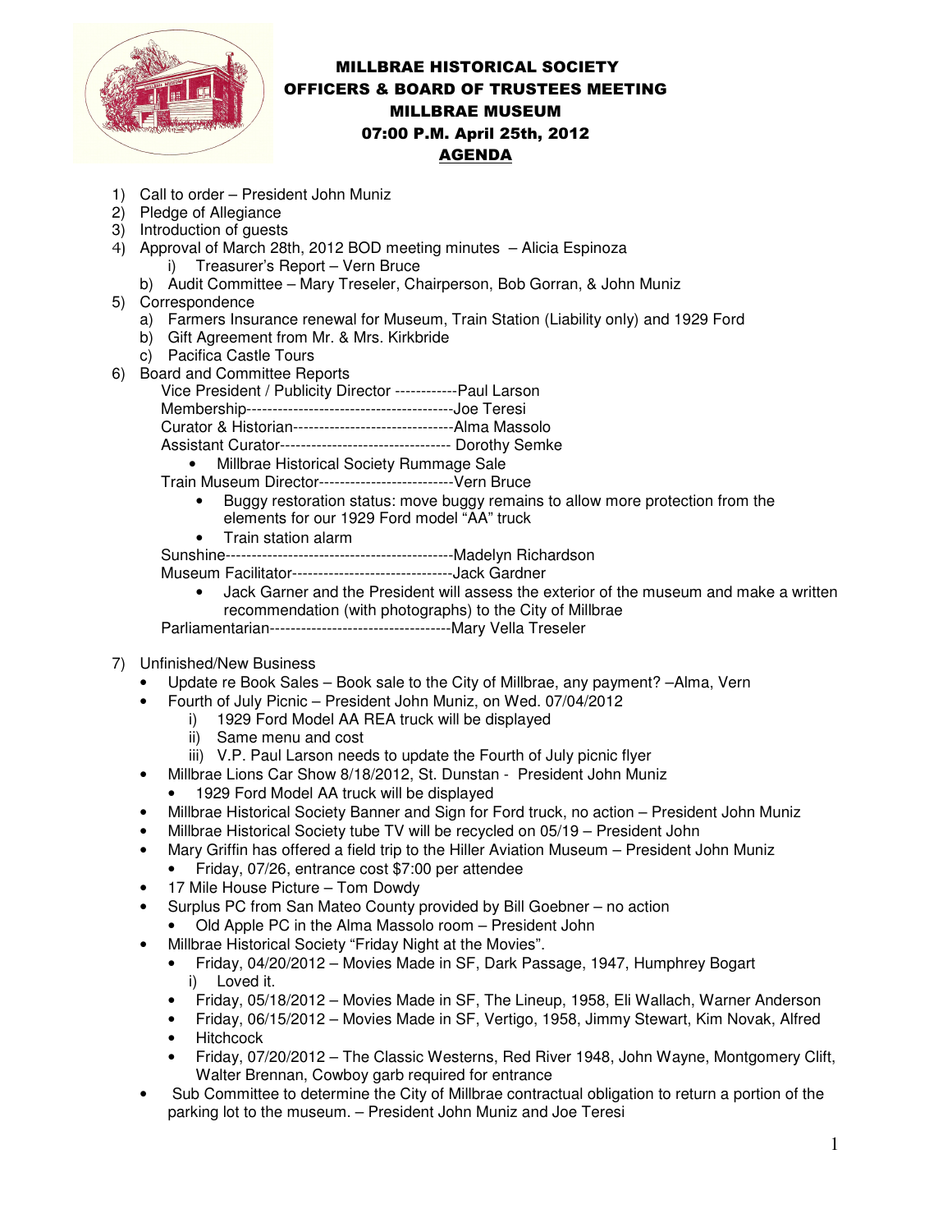# MILLBRAE HISTORICAL SOCIETY
## OFFICERS & BOARD OF TRUSTEES MEETING
## MILLBRAE MUSEUM
## 07:00 P.M. April 25th, 2012
## AGENDA

1) Call to order – President John Muniz
2) Pledge of Allegiance
3) Introduction of guests
4) Approval of March 28th, 2012 BOD meeting minutes – Alicia Espinoza
   i) Treasurer's Report – Vern Bruce
   b) Audit Committee – Mary Treseler, Chairperson, Bob Gorran, & John Muniz
5) Correspondence
   a) Farmers Insurance renewal for Museum, Train Station (Liability only) and 1929 Ford
   b) Gift Agreement from Mr. & Mrs. Kirkbride
   c) Pacifica Castle Tours
6) Board and Committee Reports

   Vice President / Publicity Director ------------Paul Larson
   Membership----------------------------------------Joe Teresi
   Curator & Historian-------------------------------Alma Massolo
   Assistant Curator--------------------------------- Dorothy Semke
   - Millbrae Historical Society Rummage Sale

   Train Museum Director--------------------------Vern Bruce
   - Buggy restoration status: move buggy remains to allow more protection from the elements for our 1929 Ford model "AA" truck
   - Train station alarm

   Sunshine--------------------------------------------Madelyn Richardson
   Museum Facilitator-------------------------------Jack Gardner
   - Jack Garner and the President will assess the exterior of the museum and make a written recommendation (with photographs) to the City of Millbrae

   Parliamentarian-----------------------------------Mary Vella Treseler

7) Unfinished/New Business
   - Update re Book Sales – Book sale to the City of Millbrae, any payment? –Alma, Vern
   - Fourth of July Picnic – President John Muniz, on Wed. 07/04/2012
     i) 1929 Ford Model AA REA truck will be displayed
     ii) Same menu and cost
     iii) V.P. Paul Larson needs to update the Fourth of July picnic flyer
   - Millbrae Lions Car Show 8/18/2012, St. Dunstan - President John Muniz
     - 1929 Ford Model AA truck will be displayed
   - Millbrae Historical Society Banner and Sign for Ford truck, no action – President John Muniz
   - Millbrae Historical Society tube TV will be recycled on 05/19 – President John
   - Mary Griffin has offered a field trip to the Hiller Aviation Museum – President John Muniz
     - Friday, 07/26, entrance cost $7:00 per attendee
   - 17 Mile House Picture – Tom Dowdy
   - Surplus PC from San Mateo County provided by Bill Goebner – no action
     - Old Apple PC in the Alma Massolo room – President John
   - Millbrae Historical Society "Friday Night at the Movies".
     - Friday, 04/20/2012 – Movies Made in SF, Dark Passage, 1947, Humphrey Bogart
       i) Loved it.
     - Friday, 05/18/2012 – Movies Made in SF, The Lineup, 1958, Eli Wallach, Warner Anderson
     - Friday, 06/15/2012 – Movies Made in SF, Vertigo, 1958, Jimmy Stewart, Kim Novak, Alfred
     - Hitchcock
     - Friday, 07/20/2012 – The Classic Westerns, Red River 1948, John Wayne, Montgomery Clift, Walter Brennan, Cowboy garb required for entrance
   - Sub Committee to determine the City of Millbrae contractual obligation to return a portion of the parking lot to the museum. – President John Muniz and Joe Teresi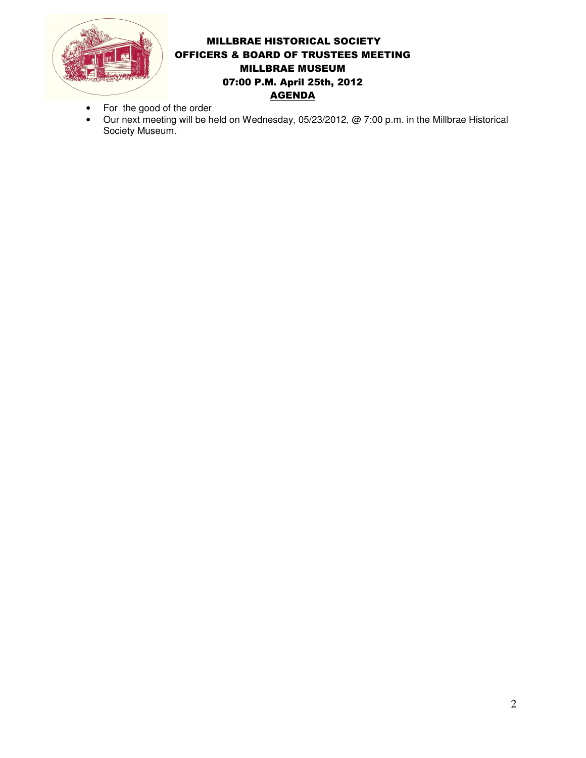# MILLBRAE HISTORICAL SOCIETY
## OFFICERS & BOARD OF TRUSTEES MEETING
## MILLBRAE MUSEUM
## 07:00 P.M. April 25th, 2012
## AGENDA

- For the good of the order
- Our next meeting will be held on Wednesday, 05/23/2012, @ 7:00 p.m. in the Millbrae Historical Society Museum.